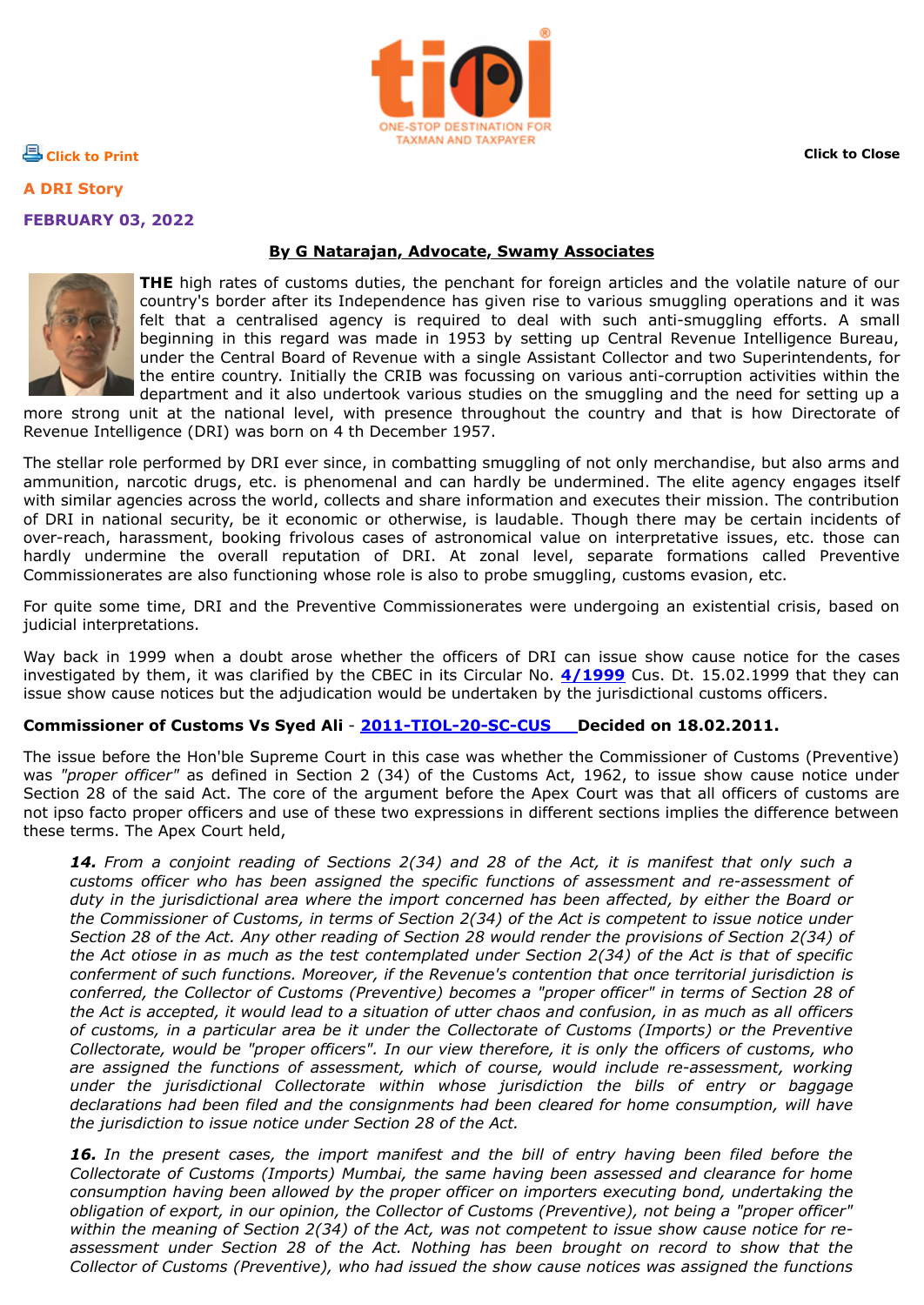## A DRI Story

**FEBRUARY 03, 2022**

**By G Natarajan, Advocate, Swamy Associates**

**THE** high rates of customs duties, the penchant for foreign articles and the volatile nature of our country's border after its Independence has given rise to various smuggling operations and it was felt that a centralised agency is required to deal with such anti-smuggling efforts. A small beginning in this regard was made in 1953 by setting up Central Revenue Intelligence Bureau, under the Central Board of Revenue with a single Assistant Collector and two Superintendents, for the entire country. Initially the CRIB was focussing on various anti-corruption activities within the department and it also undertook various studies on the smuggling and the need for setting up a more strong unit at the national level, with presence throughout the country and that is how Directorate of Revenue Intelligence (DRI) was born on 4 th December 1957.

The stellar role performed by DRI ever since, in combatting smuggling of not only merchandise, but also arms and ammunition, narcotic drugs, etc. is phenomenal and can hardly be undermined. The elite agency engages itself with similar agencies across the world, collects and share information and executes their mission. The contribution of DRI in national security, be it economic or otherwise, is laudable. Though there may be certain incidents of over-reach, harassment, booking frivolous cases of astronomical value on interpretative issues, etc. those can hardly undermine the overall reputation of DRI. At zonal level, separate formations called Preventive Commissionerates are also functioning whose role is also to probe smuggling, customs evasion, etc.

For quite some time, DRI and the Preventive Commissionerates were undergoing an existential crisis, based on judicial interpretations.

Way back in 1999 when a doubt arose whether the officers of DRI can issue show cause notice for the cases investigated by them, it was clarified by the CBEC in its Circular No. **4/1999** Cus. Dt. 15.02.1999 that they can issue show cause notices but the adjudication would be undertaken by the jurisdictional customs officers.

**Commissioner of Customs Vs Syed Ali - 2011-TIOL-20-SC-CUS Decided on 18.02.2011.**

The issue before the Hon'ble Supreme Court in this case was whether the Commissioner of Customs (Preventive) was *"proper officer"* as defined in Section 2 (34) of the Customs Act, 1962, to issue show cause notice under Section 28 of the said Act. The core of the argument before the Apex Court was that all officers of customs are not ipso facto proper officers and use of these two expressions in different sections implies the difference between these terms. The Apex Court held,

> ***14.*** *From a conjoint reading of Sections 2(34) and 28 of the Act, it is manifest that only such a customs officer who has been assigned the specific functions of assessment and re-assessment of duty in the jurisdictional area where the import concerned has been affected, by either the Board or the Commissioner of Customs, in terms of Section 2(34) of the Act is competent to issue notice under Section 28 of the Act. Any other reading of Section 28 would render the provisions of Section 2(34) of the Act otiose in as much as the test contemplated under Section 2(34) of the Act is that of specific conferment of such functions. Moreover, if the Revenue's contention that once territorial jurisdiction is conferred, the Collector of Customs (Preventive) becomes a "proper officer" in terms of Section 28 of the Act is accepted, it would lead to a situation of utter chaos and confusion, in as much as all officers of customs, in a particular area be it under the Collectorate of Customs (Imports) or the Preventive Collectorate, would be "proper officers". In our view therefore, it is only the officers of customs, who are assigned the functions of assessment, which of course, would include re-assessment, working under the jurisdictional Collectorate within whose jurisdiction the bills of entry or baggage declarations had been filed and the consignments had been cleared for home consumption, will have the jurisdiction to issue notice under Section 28 of the Act.*
>
> ***16.*** *In the present cases, the import manifest and the bill of entry having been filed before the Collectorate of Customs (Imports) Mumbai, the same having been assessed and clearance for home consumption having been allowed by the proper officer on importers executing bond, undertaking the obligation of export, in our opinion, the Collector of Customs (Preventive), not being a "proper officer" within the meaning of Section 2(34) of the Act, was not competent to issue show cause notice for re-assessment under Section 28 of the Act. Nothing has been brought on record to show that the Collector of Customs (Preventive), who had issued the show cause notices was assigned the functions*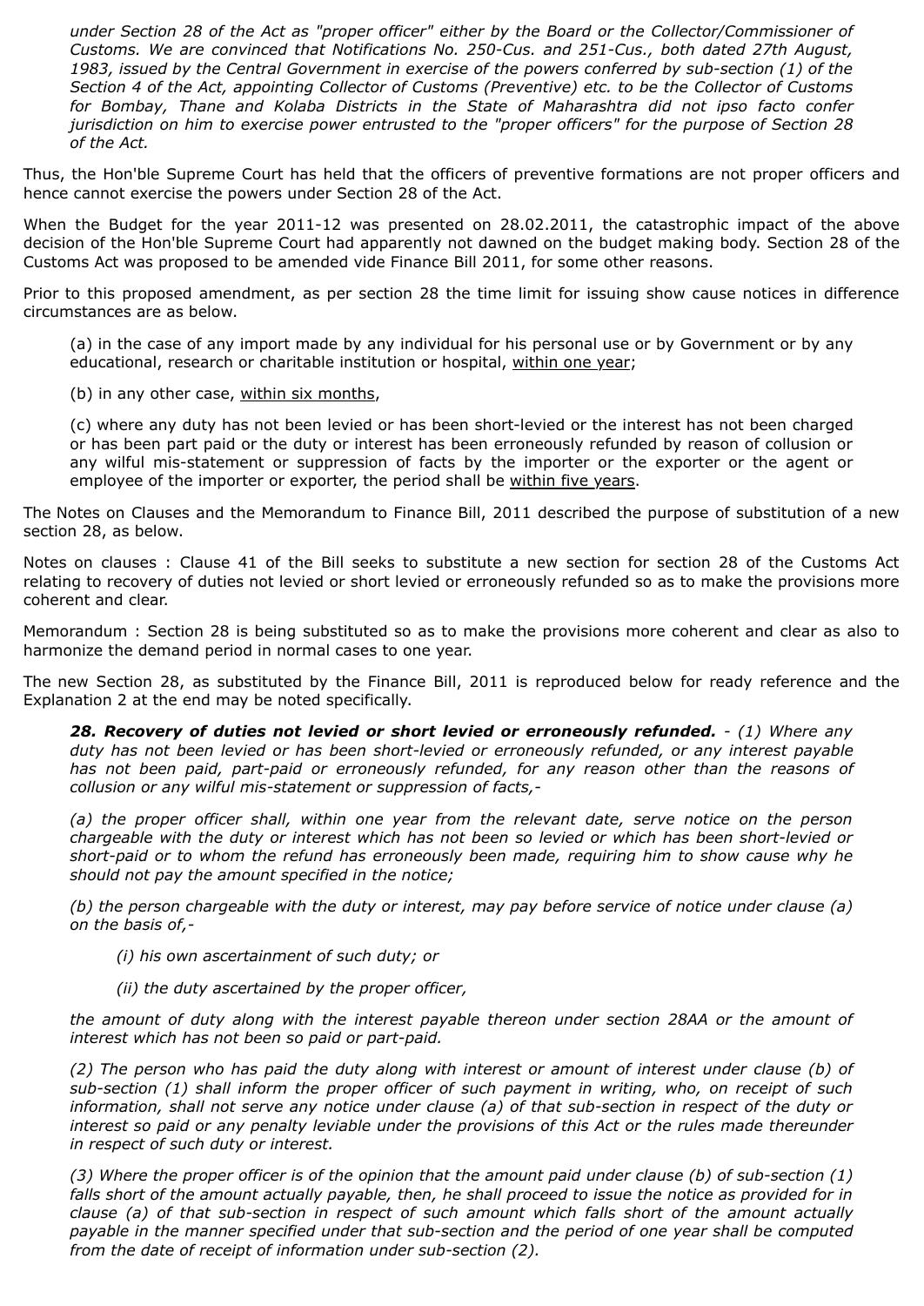*under Section 28 of the Act as "proper officer" either by the Board or the Collector/Commissioner of Customs. We are convinced that Notifications No. 250-Cus. and 251-Cus., both dated 27th August, 1983, issued by the Central Government in exercise of the powers conferred by sub-section (1) of the Section 4 of the Act, appointing Collector of Customs (Preventive) etc. to be the Collector of Customs for Bombay, Thane and Kolaba Districts in the State of Maharashtra did not ipso facto confer jurisdiction on him to exercise power entrusted to the "proper officers" for the purpose of Section 28 of the Act.*

Thus, the Hon'ble Supreme Court has held that the officers of preventive formations are not proper officers and hence cannot exercise the powers under Section 28 of the Act.

When the Budget for the year 2011-12 was presented on 28.02.2011, the catastrophic impact of the above decision of the Hon'ble Supreme Court had apparently not dawned on the budget making body. Section 28 of the Customs Act was proposed to be amended vide Finance Bill 2011, for some other reasons.

Prior to this proposed amendment, as per section 28 the time limit for issuing show cause notices in difference circumstances are as below.

> (a) in the case of any import made by any individual for his personal use or by Government or by any educational, research or charitable institution or hospital, <u>within one year</u>;
>
> (b) in any other case, <u>within six months</u>,
>
> (c) where any duty has not been levied or has been short-levied or the interest has not been charged or has been part paid or the duty or interest has been erroneously refunded by reason of collusion or any wilful mis-statement or suppression of facts by the importer or the exporter or the agent or employee of the importer or exporter, the period shall be <u>within five years</u>.

The Notes on Clauses and the Memorandum to Finance Bill, 2011 described the purpose of substitution of a new section 28, as below.

Notes on clauses : Clause 41 of the Bill seeks to substitute a new section for section 28 of the Customs Act relating to recovery of duties not levied or short levied or erroneously refunded so as to make the provisions more coherent and clear.

Memorandum : Section 28 is being substituted so as to make the provisions more coherent and clear as also to harmonize the demand period in normal cases to one year.

The new Section 28, as substituted by the Finance Bill, 2011 is reproduced below for ready reference and the Explanation 2 at the end may be noted specifically.

> ***28. Recovery of duties not levied or short levied or erroneously refunded.*** *- (1) Where any duty has not been levied or has been short-levied or erroneously refunded, or any interest payable has not been paid, part-paid or erroneously refunded, for any reason other than the reasons of collusion or any wilful mis-statement or suppression of facts,-*
>
> *(a) the proper officer shall, within one year from the relevant date, serve notice on the person chargeable with the duty or interest which has not been so levied or which has been short-levied or short-paid or to whom the refund has erroneously been made, requiring him to show cause why he should not pay the amount specified in the notice;*
>
> *(b) the person chargeable with the duty or interest, may pay before service of notice under clause (a) on the basis of,-*
>
> > *(i) his own ascertainment of such duty; or*
> >
> > *(ii) the duty ascertained by the proper officer,*
>
> *the amount of duty along with the interest payable thereon under section 28AA or the amount of interest which has not been so paid or part-paid.*
>
> *(2) The person who has paid the duty along with interest or amount of interest under clause (b) of sub-section (1) shall inform the proper officer of such payment in writing, who, on receipt of such information, shall not serve any notice under clause (a) of that sub-section in respect of the duty or interest so paid or any penalty leviable under the provisions of this Act or the rules made thereunder in respect of such duty or interest.*
>
> *(3) Where the proper officer is of the opinion that the amount paid under clause (b) of sub-section (1) falls short of the amount actually payable, then, he shall proceed to issue the notice as provided for in clause (a) of that sub-section in respect of such amount which falls short of the amount actually payable in the manner specified under that sub-section and the period of one year shall be computed from the date of receipt of information under sub-section (2).*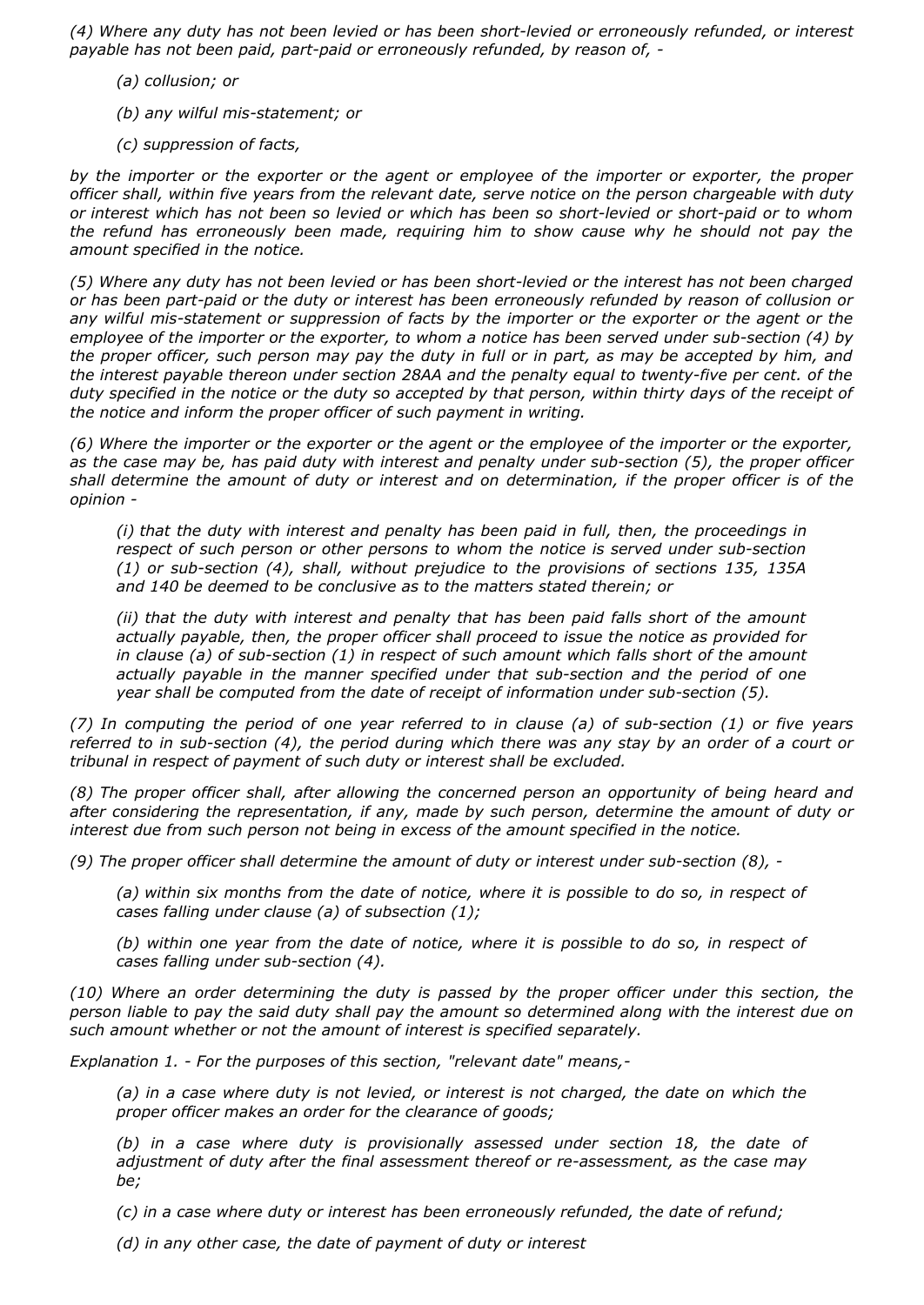*(4) Where any duty has not been levied or has been short-levied or erroneously refunded, or interest payable has not been paid, part-paid or erroneously refunded, by reason of, -*

> *(a) collusion; or*
>
> *(b) any wilful mis-statement; or*
>
> *(c) suppression of facts,*

*by the importer or the exporter or the agent or employee of the importer or exporter, the proper officer shall, within five years from the relevant date, serve notice on the person chargeable with duty or interest which has not been so levied or which has been so short-levied or short-paid or to whom the refund has erroneously been made, requiring him to show cause why he should not pay the amount specified in the notice.*

*(5) Where any duty has not been levied or has been short-levied or the interest has not been charged or has been part-paid or the duty or interest has been erroneously refunded by reason of collusion or any wilful mis-statement or suppression of facts by the importer or the exporter or the agent or the employee of the importer or the exporter, to whom a notice has been served under sub-section (4) by the proper officer, such person may pay the duty in full or in part, as may be accepted by him, and the interest payable thereon under section 28AA and the penalty equal to twenty-five per cent. of the duty specified in the notice or the duty so accepted by that person, within thirty days of the receipt of the notice and inform the proper officer of such payment in writing.*

*(6) Where the importer or the exporter or the agent or the employee of the importer or the exporter, as the case may be, has paid duty with interest and penalty under sub-section (5), the proper officer shall determine the amount of duty or interest and on determination, if the proper officer is of the opinion -*

> *(i) that the duty with interest and penalty has been paid in full, then, the proceedings in respect of such person or other persons to whom the notice is served under sub-section (1) or sub-section (4), shall, without prejudice to the provisions of sections 135, 135A and 140 be deemed to be conclusive as to the matters stated therein; or*
>
> *(ii) that the duty with interest and penalty that has been paid falls short of the amount actually payable, then, the proper officer shall proceed to issue the notice as provided for in clause (a) of sub-section (1) in respect of such amount which falls short of the amount actually payable in the manner specified under that sub-section and the period of one year shall be computed from the date of receipt of information under sub-section (5).*

*(7) In computing the period of one year referred to in clause (a) of sub-section (1) or five years referred to in sub-section (4), the period during which there was any stay by an order of a court or tribunal in respect of payment of such duty or interest shall be excluded.*

*(8) The proper officer shall, after allowing the concerned person an opportunity of being heard and after considering the representation, if any, made by such person, determine the amount of duty or interest due from such person not being in excess of the amount specified in the notice.*

*(9) The proper officer shall determine the amount of duty or interest under sub-section (8), -*

> *(a) within six months from the date of notice, where it is possible to do so, in respect of cases falling under clause (a) of subsection (1);*
>
> *(b) within one year from the date of notice, where it is possible to do so, in respect of cases falling under sub-section (4).*

*(10) Where an order determining the duty is passed by the proper officer under this section, the person liable to pay the said duty shall pay the amount so determined along with the interest due on such amount whether or not the amount of interest is specified separately.*

*Explanation 1. - For the purposes of this section, "relevant date" means,-*

> *(a) in a case where duty is not levied, or interest is not charged, the date on which the proper officer makes an order for the clearance of goods;*
>
> *(b) in a case where duty is provisionally assessed under section 18, the date of adjustment of duty after the final assessment thereof or re-assessment, as the case may be;*
>
> *(c) in a case where duty or interest has been erroneously refunded, the date of refund;*
>
> *(d) in any other case, the date of payment of duty or interest*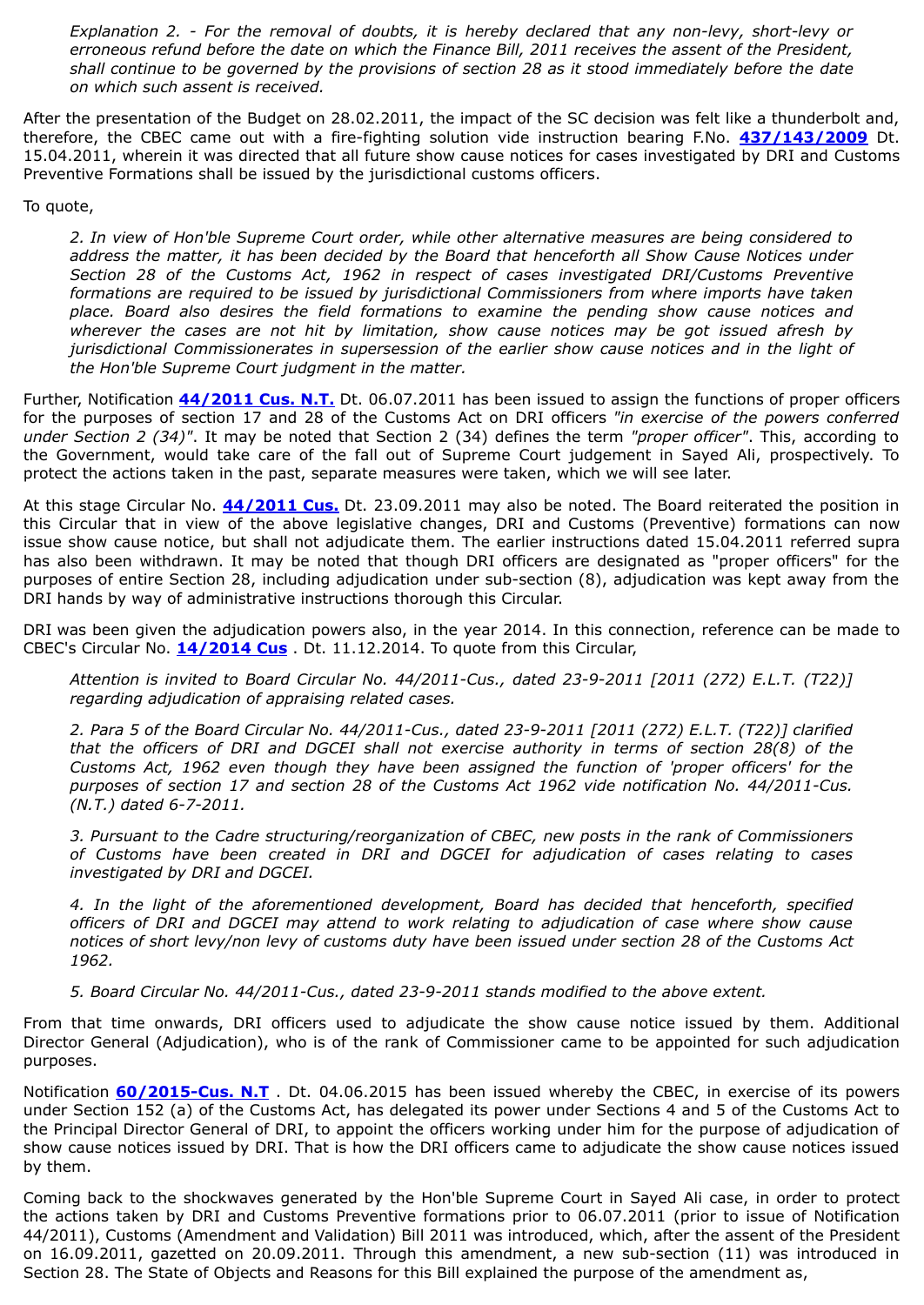> *Explanation 2. - For the removal of doubts, it is hereby declared that any non-levy, short-levy or erroneous refund before the date on which the Finance Bill, 2011 receives the assent of the President, shall continue to be governed by the provisions of section 28 as it stood immediately before the date on which such assent is received.*

After the presentation of the Budget on 28.02.2011, the impact of the SC decision was felt like a thunderbolt and, therefore, the CBEC came out with a fire-fighting solution vide instruction bearing F.No. **437/143/2009** Dt. 15.04.2011, wherein it was directed that all future show cause notices for cases investigated by DRI and Customs Preventive Formations shall be issued by the jurisdictional customs officers.

To quote,

> *2. In view of Hon'ble Supreme Court order, while other alternative measures are being considered to address the matter, it has been decided by the Board that henceforth all Show Cause Notices under Section 28 of the Customs Act, 1962 in respect of cases investigated DRI/Customs Preventive formations are required to be issued by jurisdictional Commissioners from where imports have taken place. Board also desires the field formations to examine the pending show cause notices and wherever the cases are not hit by limitation, show cause notices may be got issued afresh by jurisdictional Commissionerates in supersession of the earlier show cause notices and in the light of the Hon'ble Supreme Court judgment in the matter.*

Further, Notification **44/2011 Cus. N.T.** Dt. 06.07.2011 has been issued to assign the functions of proper officers for the purposes of section 17 and 28 of the Customs Act on DRI officers *"in exercise of the powers conferred under Section 2 (34)"*. It may be noted that Section 2 (34) defines the term *"proper officer"*. This, according to the Government, would take care of the fall out of Supreme Court judgement in Sayed Ali, prospectively. To protect the actions taken in the past, separate measures were taken, which we will see later.

At this stage Circular No. **44/2011 Cus.** Dt. 23.09.2011 may also be noted. The Board reiterated the position in this Circular that in view of the above legislative changes, DRI and Customs (Preventive) formations can now issue show cause notice, but shall not adjudicate them. The earlier instructions dated 15.04.2011 referred supra has also been withdrawn. It may be noted that though DRI officers are designated as "proper officers" for the purposes of entire Section 28, including adjudication under sub-section (8), adjudication was kept away from the DRI hands by way of administrative instructions thorough this Circular.

DRI was been given the adjudication powers also, in the year 2014. In this connection, reference can be made to CBEC's Circular No. **14/2014 Cus** . Dt. 11.12.2014. To quote from this Circular,

> *Attention is invited to Board Circular No. 44/2011-Cus., dated 23-9-2011 [2011 (272) E.L.T. (T22)] regarding adjudication of appraising related cases.*
>
> *2. Para 5 of the Board Circular No. 44/2011-Cus., dated 23-9-2011 [2011 (272) E.L.T. (T22)] clarified that the officers of DRI and DGCEI shall not exercise authority in terms of section 28(8) of the Customs Act, 1962 even though they have been assigned the function of 'proper officers' for the purposes of section 17 and section 28 of the Customs Act 1962 vide notification No. 44/2011-Cus. (N.T.) dated 6-7-2011.*
>
> *3. Pursuant to the Cadre structuring/reorganization of CBEC, new posts in the rank of Commissioners of Customs have been created in DRI and DGCEI for adjudication of cases relating to cases investigated by DRI and DGCEI.*
>
> *4. In the light of the aforementioned development, Board has decided that henceforth, specified officers of DRI and DGCEI may attend to work relating to adjudication of case where show cause notices of short levy/non levy of customs duty have been issued under section 28 of the Customs Act 1962.*
>
> *5. Board Circular No. 44/2011-Cus., dated 23-9-2011 stands modified to the above extent.*

From that time onwards, DRI officers used to adjudicate the show cause notice issued by them. Additional Director General (Adjudication), who is of the rank of Commissioner came to be appointed for such adjudication purposes.

Notification **60/2015-Cus. N.T** . Dt. 04.06.2015 has been issued whereby the CBEC, in exercise of its powers under Section 152 (a) of the Customs Act, has delegated its power under Sections 4 and 5 of the Customs Act to the Principal Director General of DRI, to appoint the officers working under him for the purpose of adjudication of show cause notices issued by DRI. That is how the DRI officers came to adjudicate the show cause notices issued by them.

Coming back to the shockwaves generated by the Hon'ble Supreme Court in Sayed Ali case, in order to protect the actions taken by DRI and Customs Preventive formations prior to 06.07.2011 (prior to issue of Notification 44/2011), Customs (Amendment and Validation) Bill 2011 was introduced, which, after the assent of the President on 16.09.2011, gazetted on 20.09.2011. Through this amendment, a new sub-section (11) was introduced in Section 28. The State of Objects and Reasons for this Bill explained the purpose of the amendment as,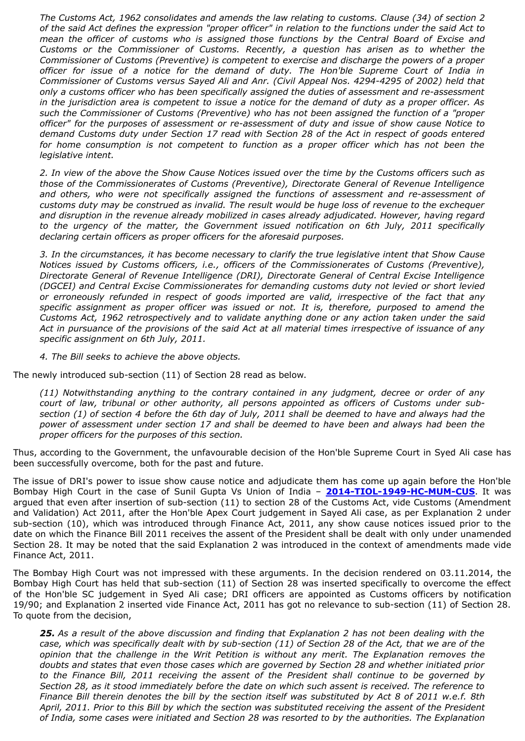> *The Customs Act, 1962 consolidates and amends the law relating to customs. Clause (34) of section 2 of the said Act defines the expression "proper officer" in relation to the functions under the said Act to mean the officer of customs who is assigned those functions by the Central Board of Excise and Customs or the Commissioner of Customs. Recently, a question has arisen as to whether the Commissioner of Customs (Preventive) is competent to exercise and discharge the powers of a proper officer for issue of a notice for the demand of duty. The Hon'ble Supreme Court of India in Commissioner of Customs versus Sayed Ali and Anr. (Civil Appeal Nos. 4294-4295 of 2002) held that only a customs officer who has been specifically assigned the duties of assessment and re-assessment in the jurisdiction area is competent to issue a notice for the demand of duty as a proper officer. As such the Commissioner of Customs (Preventive) who has not been assigned the function of a "proper officer" for the purposes of assessment or re-assessment of duty and issue of show cause Notice to demand Customs duty under Section 17 read with Section 28 of the Act in respect of goods entered for home consumption is not competent to function as a proper officer which has not been the legislative intent.*
>
> *2. In view of the above the Show Cause Notices issued over the time by the Customs officers such as those of the Commissionerates of Customs (Preventive), Directorate General of Revenue Intelligence and others, who were not specifically assigned the functions of assessment and re-assessment of customs duty may be construed as invalid. The result would be huge loss of revenue to the exchequer and disruption in the revenue already mobilized in cases already adjudicated. However, having regard to the urgency of the matter, the Government issued notification on 6th July, 2011 specifically declaring certain officers as proper officers for the aforesaid purposes.*
>
> *3. In the circumstances, it has become necessary to clarify the true legislative intent that Show Cause Notices issued by Customs officers, i.e., officers of the Commissionerates of Customs (Preventive), Directorate General of Revenue Intelligence (DRI), Directorate General of Central Excise Intelligence (DGCEI) and Central Excise Commissionerates for demanding customs duty not levied or short levied or erroneously refunded in respect of goods imported are valid, irrespective of the fact that any specific assignment as proper officer was issued or not. It is, therefore, purposed to amend the Customs Act, 1962 retrospectively and to validate anything done or any action taken under the said Act in pursuance of the provisions of the said Act at all material times irrespective of issuance of any specific assignment on 6th July, 2011.*
>
> *4. The Bill seeks to achieve the above objects.*

The newly introduced sub-section (11) of Section 28 read as below.

> *(11) Notwithstanding anything to the contrary contained in any judgment, decree or order of any court of law, tribunal or other authority, all persons appointed as officers of Customs under sub-section (1) of section 4 before the 6th day of July, 2011 shall be deemed to have and always had the power of assessment under section 17 and shall be deemed to have been and always had been the proper officers for the purposes of this section.*

Thus, according to the Government, the unfavourable decision of the Hon'ble Supreme Court in Syed Ali case has been successfully overcome, both for the past and future.

The issue of DRI's power to issue show cause notice and adjudicate them has come up again before the Hon'ble Bombay High Court in the case of Sunil Gupta Vs Union of India – **2014-TIOL-1949-HC-MUM-CUS**. It was argued that even after insertion of sub-section (11) to section 28 of the Customs Act, vide Customs (Amendment and Validation) Act 2011, after the Hon'ble Apex Court judgement in Sayed Ali case, as per Explanation 2 under sub-section (10), which was introduced through Finance Act, 2011, any show cause notices issued prior to the date on which the Finance Bill 2011 receives the assent of the President shall be dealt with only under unamended Section 28. It may be noted that the said Explanation 2 was introduced in the context of amendments made vide Finance Act, 2011.

The Bombay High Court was not impressed with these arguments. In the decision rendered on 03.11.2014, the Bombay High Court has held that sub-section (11) of Section 28 was inserted specifically to overcome the effect of the Hon'ble SC judgement in Syed Ali case; DRI officers are appointed as Customs officers by notification 19/90; and Explanation 2 inserted vide Finance Act, 2011 has got no relevance to sub-section (11) of Section 28. To quote from the decision,

> ***25.** As a result of the above discussion and finding that Explanation 2 has not been dealing with the case, which was specifically dealt with by sub-section (11) of Section 28 of the Act, that we are of the opinion that the challenge in the Writ Petition is without any merit. The Explanation removes the doubts and states that even those cases which are governed by Section 28 and whether initiated prior to the Finance Bill, 2011 receiving the assent of the President shall continue to be governed by Section 28, as it stood immediately before the date on which such assent is received. The reference to Finance Bill therein denotes the bill by the section itself was substituted by Act 8 of 2011 w.e.f. 8th April, 2011. Prior to this Bill by which the section was substituted receiving the assent of the President of India, some cases were initiated and Section 28 was resorted to by the authorities. The Explanation*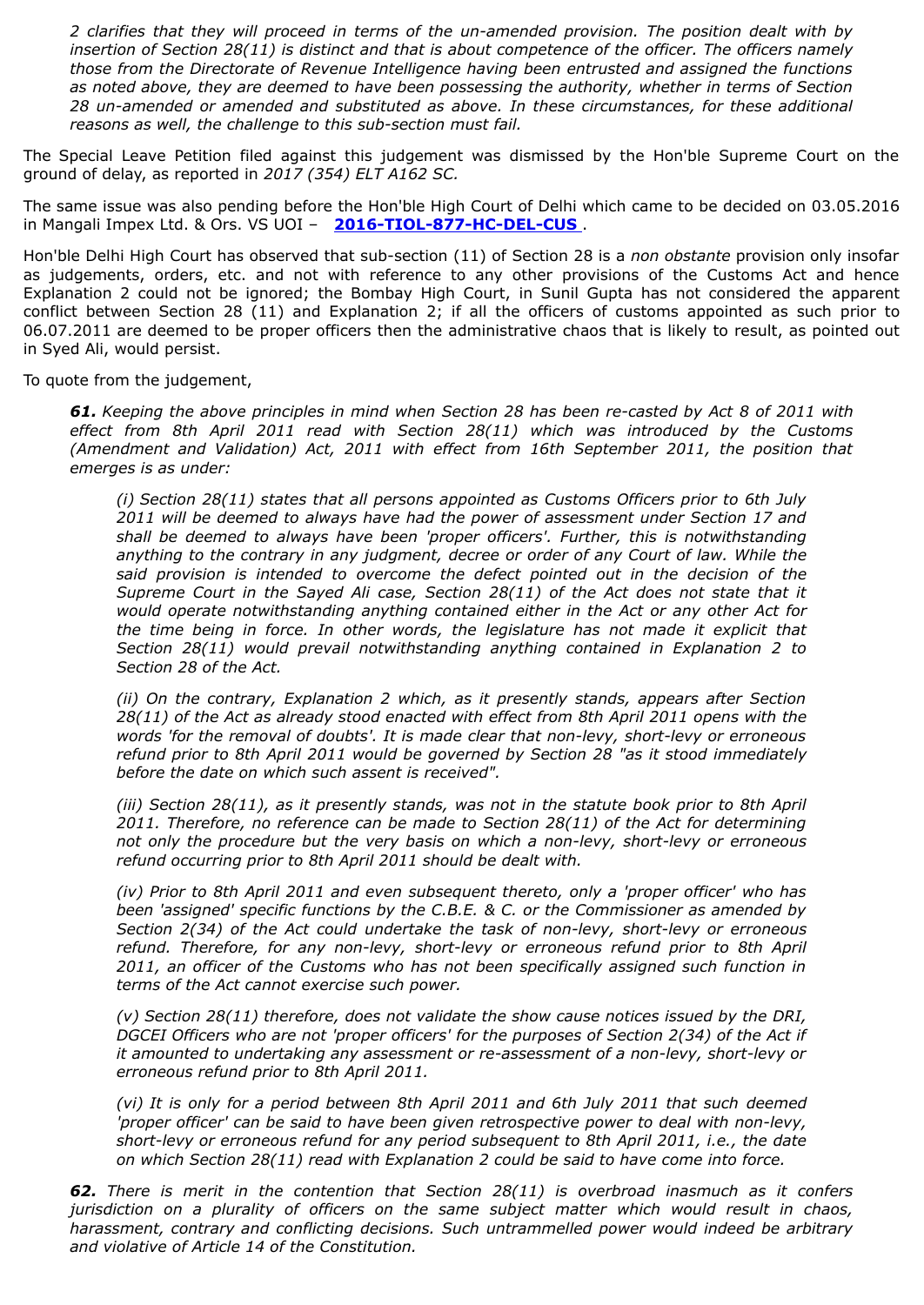*2 clarifies that they will proceed in terms of the un-amended provision. The position dealt with by insertion of Section 28(11) is distinct and that is about competence of the officer. The officers namely those from the Directorate of Revenue Intelligence having been entrusted and assigned the functions as noted above, they are deemed to have been possessing the authority, whether in terms of Section 28 un-amended or amended and substituted as above. In these circumstances, for these additional reasons as well, the challenge to this sub-section must fail.*

The Special Leave Petition filed against this judgement was dismissed by the Hon'ble Supreme Court on the ground of delay, as reported in *2017 (354) ELT A162 SC.*

The same issue was also pending before the Hon'ble High Court of Delhi which came to be decided on 03.05.2016 in Mangali Impex Ltd. & Ors. VS UOI – **2016-TIOL-877-HC-DEL-CUS** .

Hon'ble Delhi High Court has observed that sub-section (11) of Section 28 is a *non obstante* provision only insofar as judgements, orders, etc. and not with reference to any other provisions of the Customs Act and hence Explanation 2 could not be ignored; the Bombay High Court, in Sunil Gupta has not considered the apparent conflict between Section 28 (11) and Explanation 2; if all the officers of customs appointed as such prior to 06.07.2011 are deemed to be proper officers then the administrative chaos that is likely to result, as pointed out in Syed Ali, would persist.

To quote from the judgement,

> ***61.*** *Keeping the above principles in mind when Section 28 has been re-casted by Act 8 of 2011 with effect from 8th April 2011 read with Section 28(11) which was introduced by the Customs (Amendment and Validation) Act, 2011 with effect from 16th September 2011, the position that emerges is as under:*
>
> > *(i) Section 28(11) states that all persons appointed as Customs Officers prior to 6th July 2011 will be deemed to always have had the power of assessment under Section 17 and shall be deemed to always have been 'proper officers'. Further, this is notwithstanding anything to the contrary in any judgment, decree or order of any Court of law. While the said provision is intended to overcome the defect pointed out in the decision of the Supreme Court in the Sayed Ali case, Section 28(11) of the Act does not state that it would operate notwithstanding anything contained either in the Act or any other Act for the time being in force. In other words, the legislature has not made it explicit that Section 28(11) would prevail notwithstanding anything contained in Explanation 2 to Section 28 of the Act.*
> >
> > *(ii) On the contrary, Explanation 2 which, as it presently stands, appears after Section 28(11) of the Act as already stood enacted with effect from 8th April 2011 opens with the words 'for the removal of doubts'. It is made clear that non-levy, short-levy or erroneous refund prior to 8th April 2011 would be governed by Section 28 "as it stood immediately before the date on which such assent is received".*
> >
> > *(iii) Section 28(11), as it presently stands, was not in the statute book prior to 8th April 2011. Therefore, no reference can be made to Section 28(11) of the Act for determining not only the procedure but the very basis on which a non-levy, short-levy or erroneous refund occurring prior to 8th April 2011 should be dealt with.*
> >
> > *(iv) Prior to 8th April 2011 and even subsequent thereto, only a 'proper officer' who has been 'assigned' specific functions by the C.B.E. & C. or the Commissioner as amended by Section 2(34) of the Act could undertake the task of non-levy, short-levy or erroneous refund. Therefore, for any non-levy, short-levy or erroneous refund prior to 8th April 2011, an officer of the Customs who has not been specifically assigned such function in terms of the Act cannot exercise such power.*
> >
> > *(v) Section 28(11) therefore, does not validate the show cause notices issued by the DRI, DGCEI Officers who are not 'proper officers' for the purposes of Section 2(34) of the Act if it amounted to undertaking any assessment or re-assessment of a non-levy, short-levy or erroneous refund prior to 8th April 2011.*
> >
> > *(vi) It is only for a period between 8th April 2011 and 6th July 2011 that such deemed 'proper officer' can be said to have been given retrospective power to deal with non-levy, short-levy or erroneous refund for any period subsequent to 8th April 2011, i.e., the date on which Section 28(11) read with Explanation 2 could be said to have come into force.*
>
> ***62.*** *There is merit in the contention that Section 28(11) is overbroad inasmuch as it confers jurisdiction on a plurality of officers on the same subject matter which would result in chaos, harassment, contrary and conflicting decisions. Such untrammelled power would indeed be arbitrary and violative of Article 14 of the Constitution.*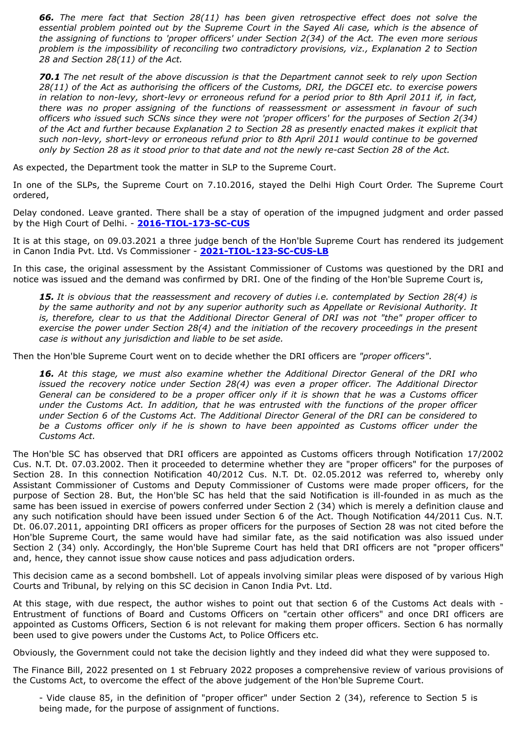> ***66.** The mere fact that Section 28(11) has been given retrospective effect does not solve the essential problem pointed out by the Supreme Court in the Sayed Ali case, which is the absence of the assigning of functions to 'proper officers' under Section 2(34) of the Act. The even more serious problem is the impossibility of reconciling two contradictory provisions, viz., Explanation 2 to Section 28 and Section 28(11) of the Act.*

> ***70.1** The net result of the above discussion is that the Department cannot seek to rely upon Section 28(11) of the Act as authorising the officers of the Customs, DRI, the DGCEI etc. to exercise powers in relation to non-levy, short-levy or erroneous refund for a period prior to 8th April 2011 if, in fact, there was no proper assigning of the functions of reassessment or assessment in favour of such officers who issued such SCNs since they were not 'proper officers' for the purposes of Section 2(34) of the Act and further because Explanation 2 to Section 28 as presently enacted makes it explicit that such non-levy, short-levy or erroneous refund prior to 8th April 2011 would continue to be governed only by Section 28 as it stood prior to that date and not the newly re-cast Section 28 of the Act.*

As expected, the Department took the matter in SLP to the Supreme Court.

In one of the SLPs, the Supreme Court on 7.10.2016, stayed the Delhi High Court Order. The Supreme Court ordered,

Delay condoned. Leave granted. There shall be a stay of operation of the impugned judgment and order passed by the High Court of Delhi. - **2016-TIOL-173-SC-CUS**

It is at this stage, on 09.03.2021 a three judge bench of the Hon'ble Supreme Court has rendered its judgement in Canon India Pvt. Ltd. Vs Commissioner - **2021-TIOL-123-SC-CUS-LB**

In this case, the original assessment by the Assistant Commissioner of Customs was questioned by the DRI and notice was issued and the demand was confirmed by DRI. One of the finding of the Hon'ble Supreme Court is,

> ***15.** It is obvious that the reassessment and recovery of duties i.e. contemplated by Section 28(4) is by the same authority and not by any superior authority such as Appellate or Revisional Authority. It is, therefore, clear to us that the Additional Director General of DRI was not "the" proper officer to exercise the power under Section 28(4) and the initiation of the recovery proceedings in the present case is without any jurisdiction and liable to be set aside.*

Then the Hon'ble Supreme Court went on to decide whether the DRI officers are *"proper officers"*.

> ***16.** At this stage, we must also examine whether the Additional Director General of the DRI who issued the recovery notice under Section 28(4) was even a proper officer. The Additional Director General can be considered to be a proper officer only if it is shown that he was a Customs officer under the Customs Act. In addition, that he was entrusted with the functions of the proper officer under Section 6 of the Customs Act. The Additional Director General of the DRI can be considered to be a Customs officer only if he is shown to have been appointed as Customs officer under the Customs Act.*

The Hon'ble SC has observed that DRI officers are appointed as Customs officers through Notification 17/2002 Cus. N.T. Dt. 07.03.2002. Then it proceeded to determine whether they are "proper officers" for the purposes of Section 28. In this connection Notification 40/2012 Cus. N.T. Dt. 02.05.2012 was referred to, whereby only Assistant Commissioner of Customs and Deputy Commissioner of Customs were made proper officers, for the purpose of Section 28. But, the Hon'ble SC has held that the said Notification is ill-founded in as much as the same has been issued in exercise of powers conferred under Section 2 (34) which is merely a definition clause and any such notification should have been issued under Section 6 of the Act. Though Notification 44/2011 Cus. N.T. Dt. 06.07.2011, appointing DRI officers as proper officers for the purposes of Section 28 was not cited before the Hon'ble Supreme Court, the same would have had similar fate, as the said notification was also issued under Section 2 (34) only. Accordingly, the Hon'ble Supreme Court has held that DRI officers are not "proper officers" and, hence, they cannot issue show cause notices and pass adjudication orders.

This decision came as a second bombshell. Lot of appeals involving similar pleas were disposed of by various High Courts and Tribunal, by relying on this SC decision in Canon India Pvt. Ltd.

At this stage, with due respect, the author wishes to point out that section 6 of the Customs Act deals with - Entrustment of functions of Board and Customs Officers on "certain other officers" and once DRI officers are appointed as Customs Officers, Section 6 is not relevant for making them proper officers. Section 6 has normally been used to give powers under the Customs Act, to Police Officers etc.

Obviously, the Government could not take the decision lightly and they indeed did what they were supposed to.

The Finance Bill, 2022 presented on 1 st February 2022 proposes a comprehensive review of various provisions of the Customs Act, to overcome the effect of the above judgement of the Hon'ble Supreme Court.

- Vide clause 85, in the definition of "proper officer" under Section 2 (34), reference to Section 5 is being made, for the purpose of assignment of functions.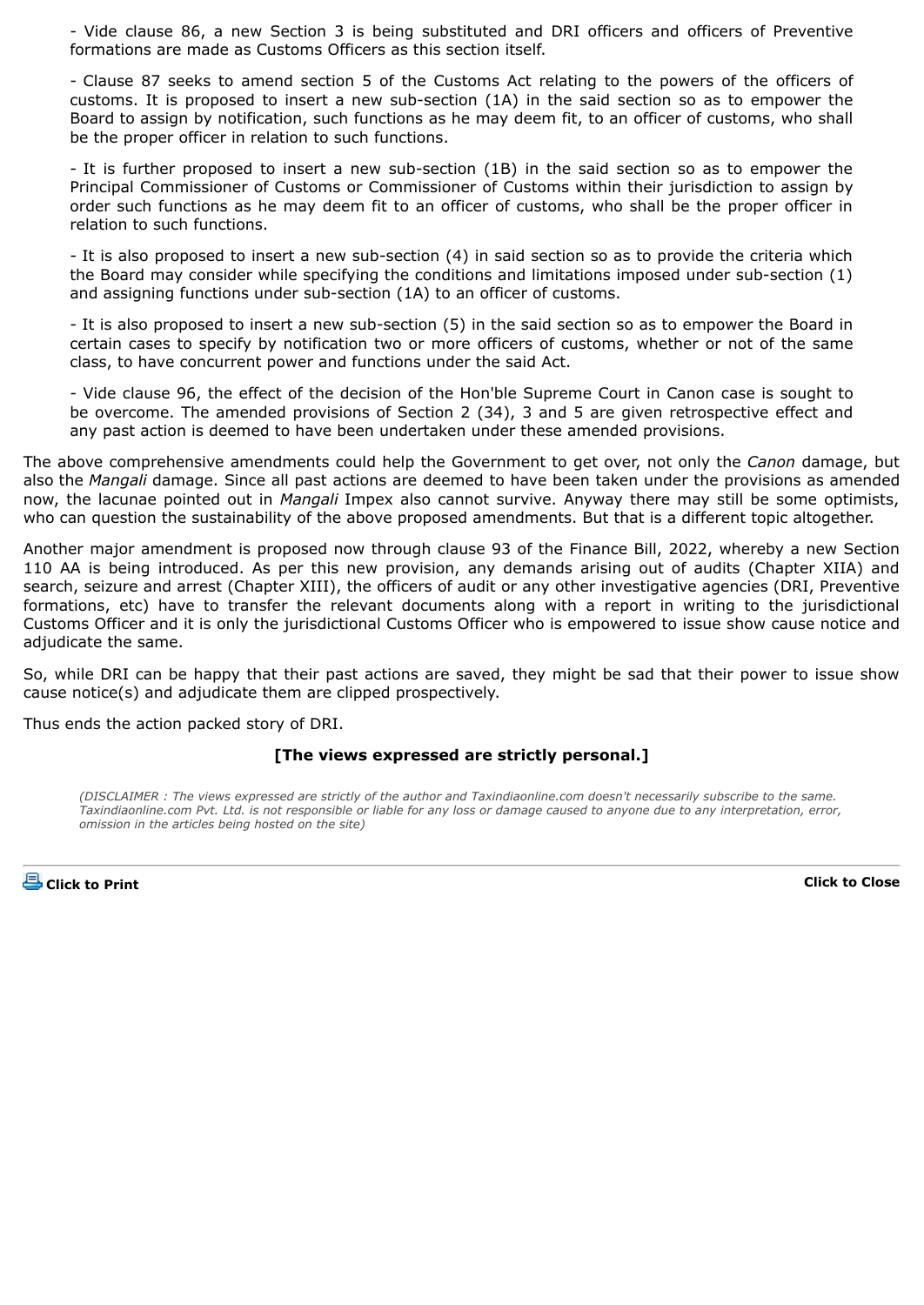- Vide clause 86, a new Section 3 is being substituted and DRI officers and officers of Preventive formations are made as Customs Officers as this section itself.

- Clause 87 seeks to amend section 5 of the Customs Act relating to the powers of the officers of customs. It is proposed to insert a new sub-section (1A) in the said section so as to empower the Board to assign by notification, such functions as he may deem fit, to an officer of customs, who shall be the proper officer in relation to such functions.

- It is further proposed to insert a new sub-section (1B) in the said section so as to empower the Principal Commissioner of Customs or Commissioner of Customs within their jurisdiction to assign by order such functions as he may deem fit to an officer of customs, who shall be the proper officer in relation to such functions.

- It is also proposed to insert a new sub-section (4) in said section so as to provide the criteria which the Board may consider while specifying the conditions and limitations imposed under sub-section (1) and assigning functions under sub-section (1A) to an officer of customs.

- It is also proposed to insert a new sub-section (5) in the said section so as to empower the Board in certain cases to specify by notification two or more officers of customs, whether or not of the same class, to have concurrent power and functions under the said Act.

- Vide clause 96, the effect of the decision of the Hon'ble Supreme Court in Canon case is sought to be overcome. The amended provisions of Section 2 (34), 3 and 5 are given retrospective effect and any past action is deemed to have been undertaken under these amended provisions.

The above comprehensive amendments could help the Government to get over, not only the *Canon* damage, but also the *Mangali* damage. Since all past actions are deemed to have been taken under the provisions as amended now, the lacunae pointed out in *Mangali* Impex also cannot survive. Anyway there may still be some optimists, who can question the sustainability of the above proposed amendments. But that is a different topic altogether.

Another major amendment is proposed now through clause 93 of the Finance Bill, 2022, whereby a new Section 110 AA is being introduced. As per this new provision, any demands arising out of audits (Chapter XIIA) and search, seizure and arrest (Chapter XIII), the officers of audit or any other investigative agencies (DRI, Preventive formations, etc) have to transfer the relevant documents along with a report in writing to the jurisdictional Customs Officer and it is only the jurisdictional Customs Officer who is empowered to issue show cause notice and adjudicate the same.

So, while DRI can be happy that their past actions are saved, they might be sad that their power to issue show cause notice(s) and adjudicate them are clipped prospectively.

Thus ends the action packed story of DRI.

**[The views expressed are strictly personal.]**

*(DISCLAIMER : The views expressed are strictly of the author and Taxindiaonline.com doesn't necessarily subscribe to the same. Taxindiaonline.com Pvt. Ltd. is not responsible or liable for any loss or damage caused to anyone due to any interpretation, error, omission in the articles being hosted on the site)*

**Click to Print** **Click to Close**